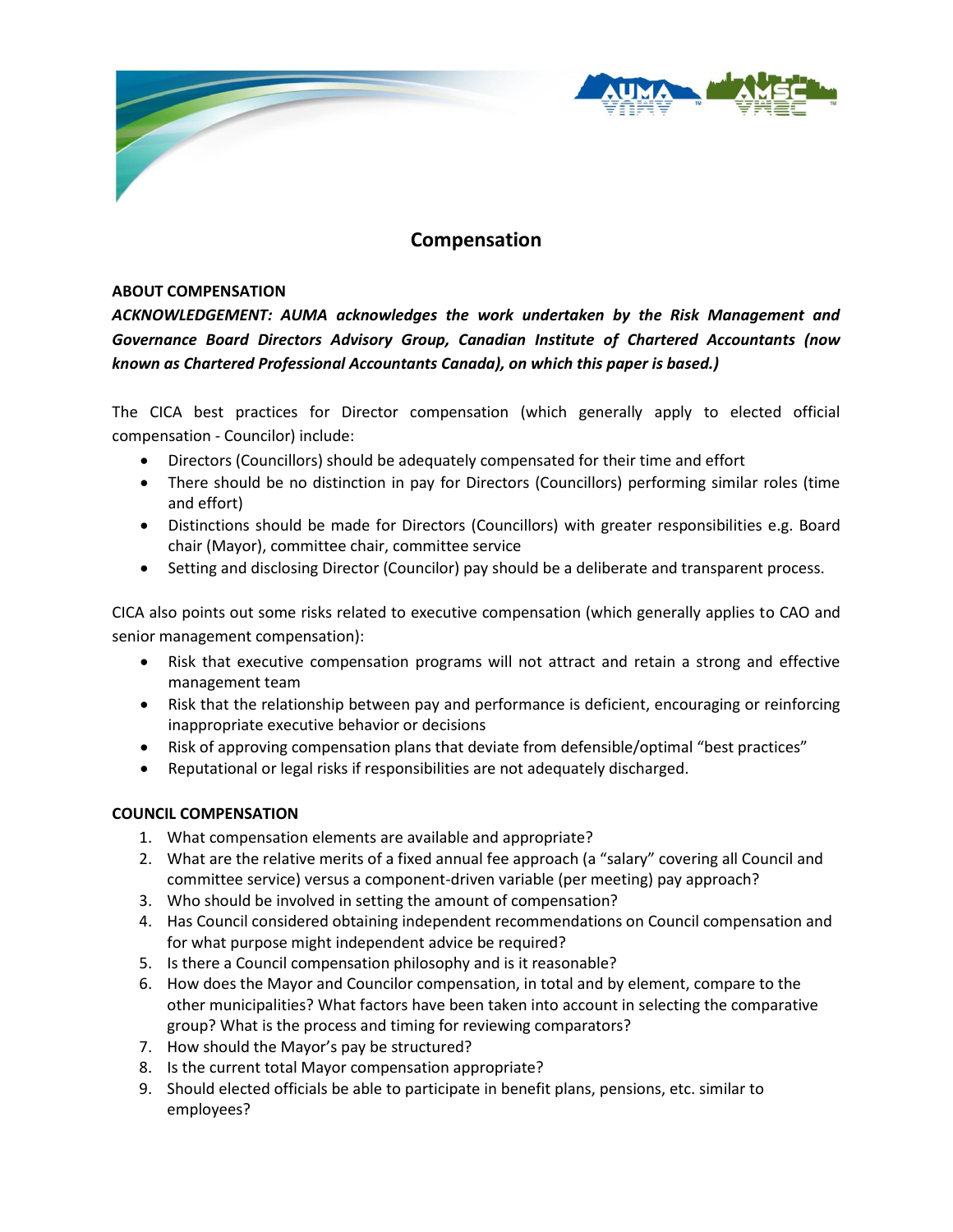# Compensation

## ABOUT COMPENSATION

***ACKNOWLEDGEMENT: AUMA acknowledges the work undertaken by the Risk Management and Governance Board Directors Advisory Group, Canadian Institute of Chartered Accountants (now known as Chartered Professional Accountants Canada), on which this paper is based.)***

The CICA best practices for Director compensation (which generally apply to elected official compensation - Councilor) include:

- Directors (Councillors) should be adequately compensated for their time and effort
- There should be no distinction in pay for Directors (Councillors) performing similar roles (time and effort)
- Distinctions should be made for Directors (Councillors) with greater responsibilities e.g. Board chair (Mayor), committee chair, committee service
- Setting and disclosing Director (Councilor) pay should be a deliberate and transparent process.

CICA also points out some risks related to executive compensation (which generally applies to CAO and senior management compensation):

- Risk that executive compensation programs will not attract and retain a strong and effective management team
- Risk that the relationship between pay and performance is deficient, encouraging or reinforcing inappropriate executive behavior or decisions
- Risk of approving compensation plans that deviate from defensible/optimal "best practices"
- Reputational or legal risks if responsibilities are not adequately discharged.

## COUNCIL COMPENSATION

1. What compensation elements are available and appropriate?
2. What are the relative merits of a fixed annual fee approach (a "salary" covering all Council and committee service) versus a component-driven variable (per meeting) pay approach?
3. Who should be involved in setting the amount of compensation?
4. Has Council considered obtaining independent recommendations on Council compensation and for what purpose might independent advice be required?
5. Is there a Council compensation philosophy and is it reasonable?
6. How does the Mayor and Councilor compensation, in total and by element, compare to the other municipalities? What factors have been taken into account in selecting the comparative group? What is the process and timing for reviewing comparators?
7. How should the Mayor's pay be structured?
8. Is the current total Mayor compensation appropriate?
9. Should elected officials be able to participate in benefit plans, pensions, etc. similar to employees?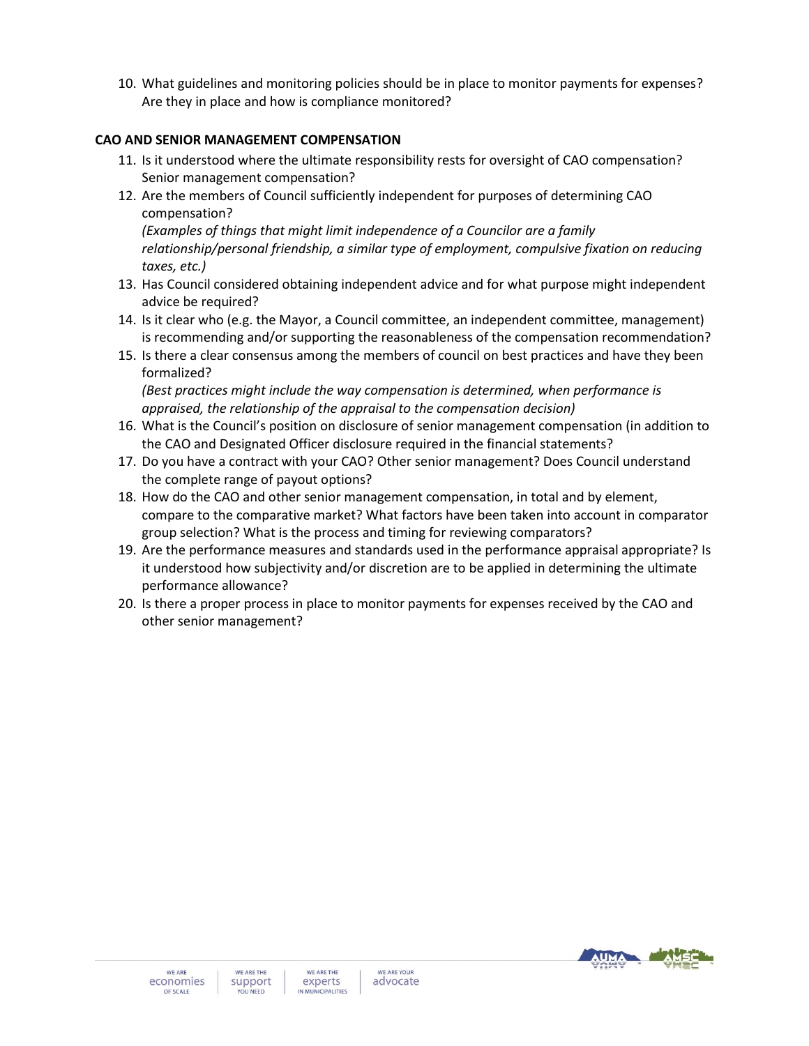10. What guidelines and monitoring policies should be in place to monitor payments for expenses? Are they in place and how is compliance monitored?

**CAO AND SENIOR MANAGEMENT COMPENSATION**

11. Is it understood where the ultimate responsibility rests for oversight of CAO compensation? Senior management compensation?
12. Are the members of Council sufficiently independent for purposes of determining CAO compensation?
    *(Examples of things that might limit independence of a Councilor are a family relationship/personal friendship, a similar type of employment, compulsive fixation on reducing taxes, etc.)*
13. Has Council considered obtaining independent advice and for what purpose might independent advice be required?
14. Is it clear who (e.g. the Mayor, a Council committee, an independent committee, management) is recommending and/or supporting the reasonableness of the compensation recommendation?
15. Is there a clear consensus among the members of council on best practices and have they been formalized?
    *(Best practices might include the way compensation is determined, when performance is appraised, the relationship of the appraisal to the compensation decision)*
16. What is the Council's position on disclosure of senior management compensation (in addition to the CAO and Designated Officer disclosure required in the financial statements?
17. Do you have a contract with your CAO? Other senior management? Does Council understand the complete range of payout options?
18. How do the CAO and other senior management compensation, in total and by element, compare to the comparative market? What factors have been taken into account in comparator group selection? What is the process and timing for reviewing comparators?
19. Are the performance measures and standards used in the performance appraisal appropriate? Is it understood how subjectivity and/or discretion are to be applied in determining the ultimate performance allowance?
20. Is there a proper process in place to monitor payments for expenses received by the CAO and other senior management?